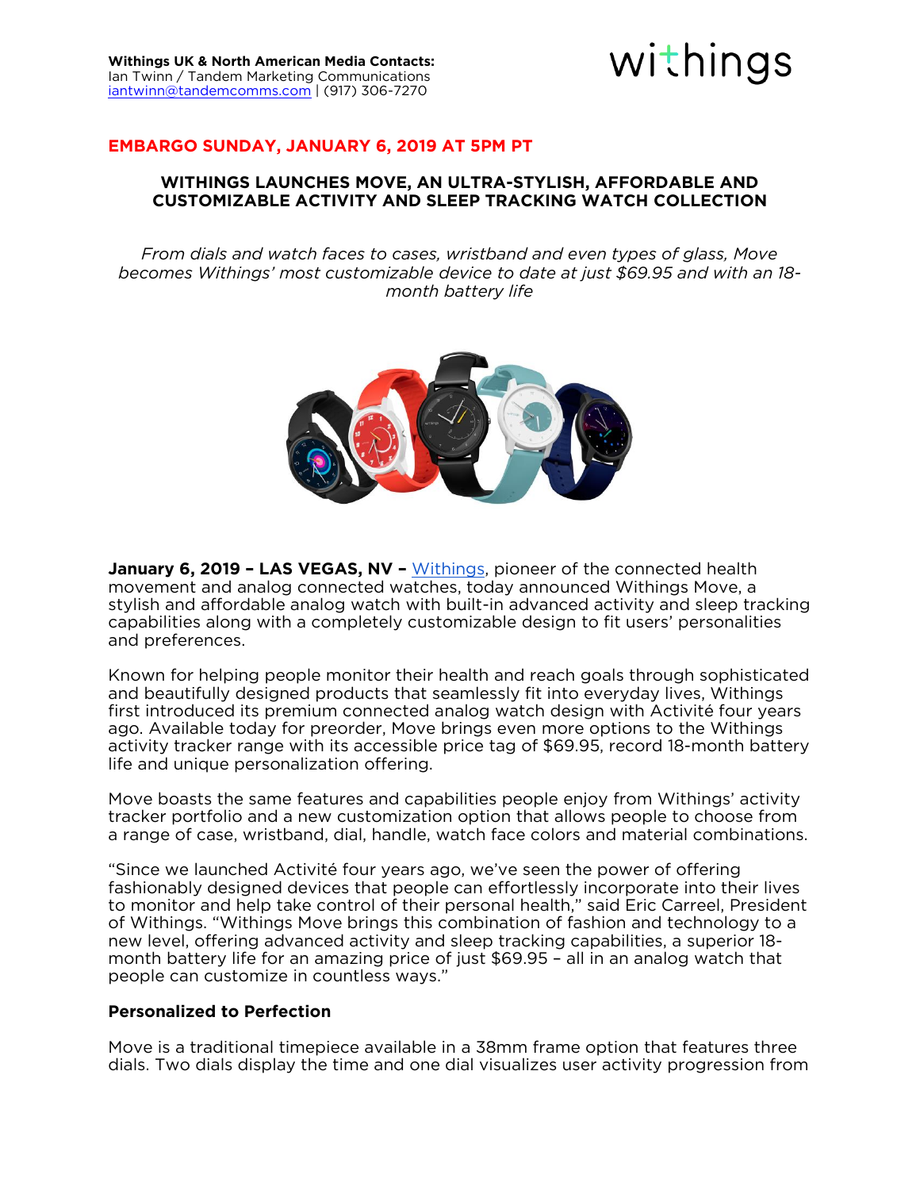**Withings UK & North American Media Contacts:**
Ian Twinn / Tandem Marketing Communications
iantwinn@tandemcomms.com | (917) 306-7270

withings

**EMBARGO SUNDAY, JANUARY 6, 2019 AT 5PM PT**

# WITHINGS LAUNCHES MOVE, AN ULTRA-STYLISH, AFFORDABLE AND CUSTOMIZABLE ACTIVITY AND SLEEP TRACKING WATCH COLLECTION

*From dials and watch faces to cases, wristband and even types of glass, Move becomes Withings' most customizable device to date at just $69.95 and with an 18-month battery life*

**January 6, 2019 – LAS VEGAS, NV –** Withings, pioneer of the connected health movement and analog connected watches, today announced Withings Move, a stylish and affordable analog watch with built-in advanced activity and sleep tracking capabilities along with a completely customizable design to fit users' personalities and preferences.

Known for helping people monitor their health and reach goals through sophisticated and beautifully designed products that seamlessly fit into everyday lives, Withings first introduced its premium connected analog watch design with Activité four years ago. Available today for preorder, Move brings even more options to the Withings activity tracker range with its accessible price tag of $69.95, record 18-month battery life and unique personalization offering.

Move boasts the same features and capabilities people enjoy from Withings' activity tracker portfolio and a new customization option that allows people to choose from a range of case, wristband, dial, handle, watch face colors and material combinations.

"Since we launched Activité four years ago, we've seen the power of offering fashionably designed devices that people can effortlessly incorporate into their lives to monitor and help take control of their personal health," said Eric Carreel, President of Withings. "Withings Move brings this combination of fashion and technology to a new level, offering advanced activity and sleep tracking capabilities, a superior 18-month battery life for an amazing price of just $69.95 – all in an analog watch that people can customize in countless ways."

## Personalized to Perfection

Move is a traditional timepiece available in a 38mm frame option that features three dials. Two dials display the time and one dial visualizes user activity progression from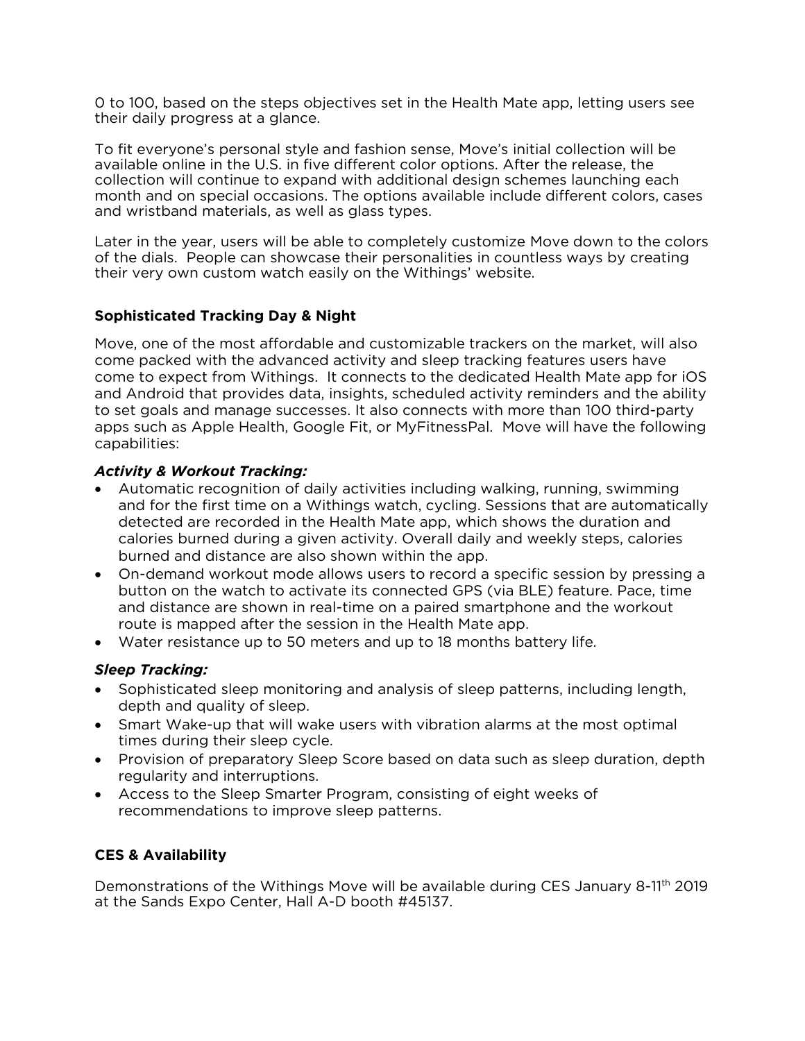0 to 100, based on the steps objectives set in the Health Mate app, letting users see their daily progress at a glance.

To fit everyone's personal style and fashion sense, Move's initial collection will be available online in the U.S. in five different color options. After the release, the collection will continue to expand with additional design schemes launching each month and on special occasions. The options available include different colors, cases and wristband materials, as well as glass types.

Later in the year, users will be able to completely customize Move down to the colors of the dials. People can showcase their personalities in countless ways by creating their very own custom watch easily on the Withings' website.

**Sophisticated Tracking Day & Night**

Move, one of the most affordable and customizable trackers on the market, will also come packed with the advanced activity and sleep tracking features users have come to expect from Withings. It connects to the dedicated Health Mate app for iOS and Android that provides data, insights, scheduled activity reminders and the ability to set goals and manage successes. It also connects with more than 100 third-party apps such as Apple Health, Google Fit, or MyFitnessPal. Move will have the following capabilities:

***Activity & Workout Tracking:***

- Automatic recognition of daily activities including walking, running, swimming and for the first time on a Withings watch, cycling. Sessions that are automatically detected are recorded in the Health Mate app, which shows the duration and calories burned during a given activity. Overall daily and weekly steps, calories burned and distance are also shown within the app.
- On-demand workout mode allows users to record a specific session by pressing a button on the watch to activate its connected GPS (via BLE) feature. Pace, time and distance are shown in real-time on a paired smartphone and the workout route is mapped after the session in the Health Mate app.
- Water resistance up to 50 meters and up to 18 months battery life.

***Sleep Tracking:***

- Sophisticated sleep monitoring and analysis of sleep patterns, including length, depth and quality of sleep.
- Smart Wake-up that will wake users with vibration alarms at the most optimal times during their sleep cycle.
- Provision of preparatory Sleep Score based on data such as sleep duration, depth regularity and interruptions.
- Access to the Sleep Smarter Program, consisting of eight weeks of recommendations to improve sleep patterns.

**CES & Availability**

Demonstrations of the Withings Move will be available during CES January 8-11th 2019 at the Sands Expo Center, Hall A-D booth #45137.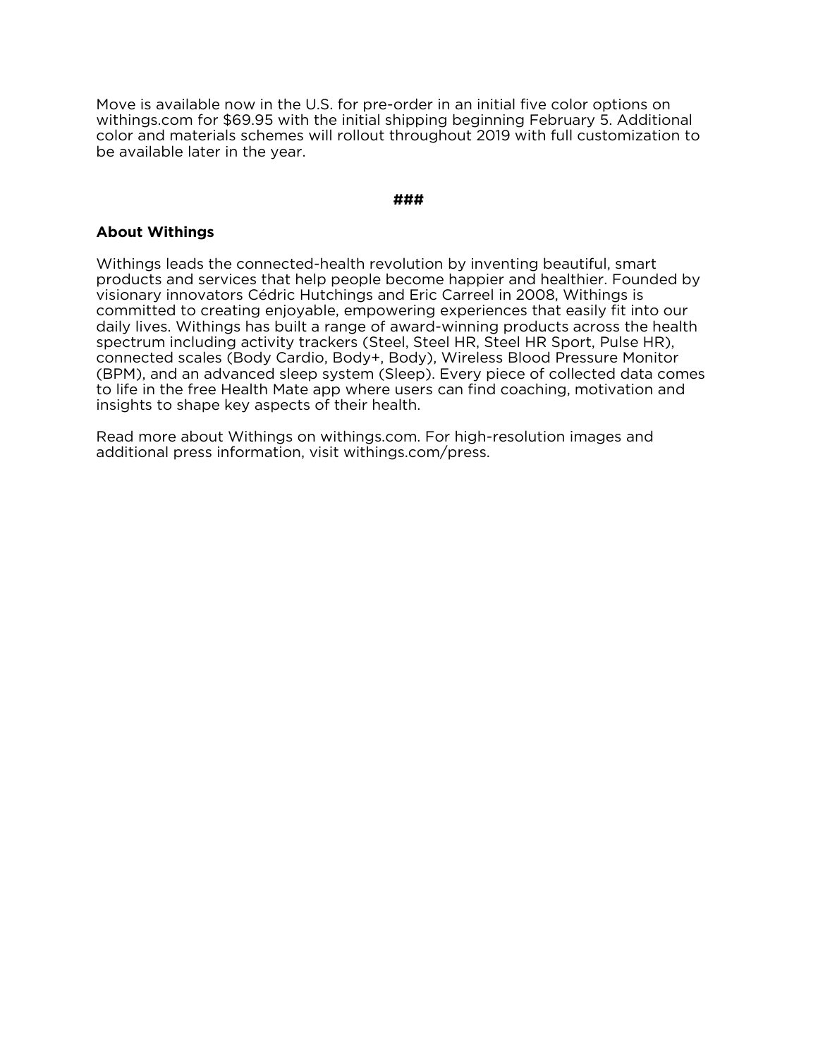Move is available now in the U.S. for pre-order in an initial five color options on withings.com for $69.95 with the initial shipping beginning February 5. Additional color and materials schemes will rollout throughout 2019 with full customization to be available later in the year.

**###**

**About Withings**

Withings leads the connected-health revolution by inventing beautiful, smart products and services that help people become happier and healthier. Founded by visionary innovators Cédric Hutchings and Eric Carreel in 2008, Withings is committed to creating enjoyable, empowering experiences that easily fit into our daily lives. Withings has built a range of award-winning products across the health spectrum including activity trackers (Steel, Steel HR, Steel HR Sport, Pulse HR), connected scales (Body Cardio, Body+, Body), Wireless Blood Pressure Monitor (BPM), and an advanced sleep system (Sleep). Every piece of collected data comes to life in the free Health Mate app where users can find coaching, motivation and insights to shape key aspects of their health.

Read more about Withings on withings.com. For high-resolution images and additional press information, visit withings.com/press.